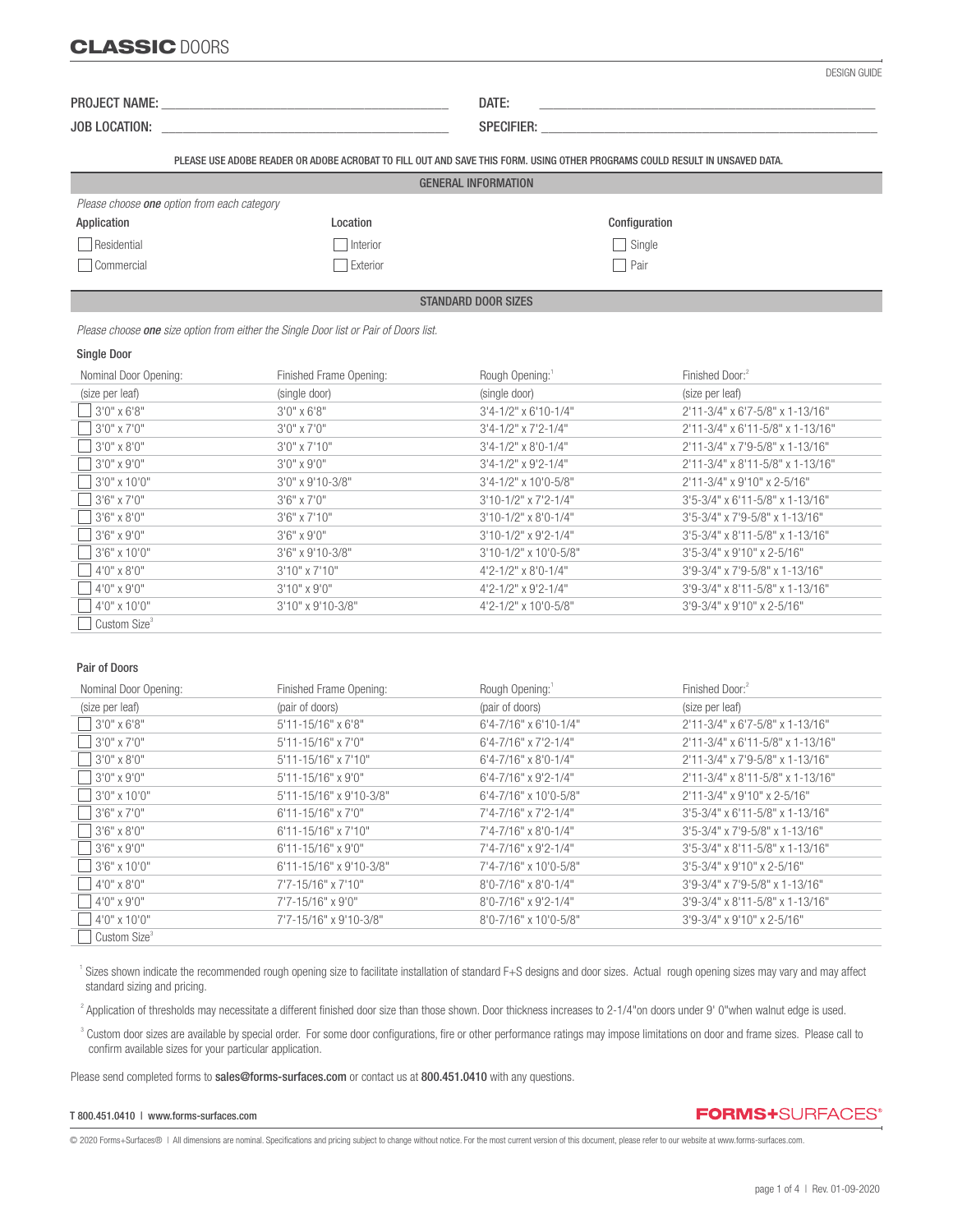# CLASSIC DOORS

DESIGN GUIDE

PROJECT NAME: ___________________________ DATE: ___________________________

JOB LOCATION: ___________________________ SPECIFIER: ___________________________

PLEASE USE ADOBE READER OR ADOBE ACROBAT TO FILL OUT AND SAVE THIS FORM. USING OTHER PROGRAMS COULD RESULT IN UNSAVED DATA.

## GENERAL INFORMATION

*Please choose **one** option from each category*

| Application | Location | Configuration |
|---|---|---|
| ☐ Residential | ☐ Interior | ☐ Single |
| ☐ Commercial | ☐ Exterior | ☐ Pair |

## STANDARD DOOR SIZES

*Please choose **one** size option from either the Single Door list or Pair of Doors list.*

### Single Door

| Nominal Door Opening: | Finished Frame Opening: | Rough Opening:[1] | Finished Door:[2] |
|---|---|---|---|
| (size per leaf) | (single door) | (single door) | (size per leaf) |
| ☐ 3'0" x 6'8" | 3'0" x 6'8" | 3'4-1/2" x 6'10-1/4" | 2'11-3/4" x 6'7-5/8" x 1-13/16" |
| ☐ 3'0" x 7'0" | 3'0" x 7'0" | 3'4-1/2" x 7'2-1/4" | 2'11-3/4" x 6'11-5/8" x 1-13/16" |
| ☐ 3'0" x 8'0" | 3'0" x 7'10" | 3'4-1/2" x 8'0-1/4" | 2'11-3/4" x 7'9-5/8" x 1-13/16" |
| ☐ 3'0" x 9'0" | 3'0" x 9'0" | 3'4-1/2" x 9'2-1/4" | 2'11-3/4" x 8'11-5/8" x 1-13/16" |
| ☐ 3'0" x 10'0" | 3'0" x 9'10-3/8" | 3'4-1/2" x 10'0-5/8" | 2'11-3/4" x 9'10" x 2-5/16" |
| ☐ 3'6" x 7'0" | 3'6" x 7'0" | 3'10-1/2" x 7'2-1/4" | 3'5-3/4" x 6'11-5/8" x 1-13/16" |
| ☐ 3'6" x 8'0" | 3'6" x 7'10" | 3'10-1/2" x 8'0-1/4" | 3'5-3/4" x 7'9-5/8" x 1-13/16" |
| ☐ 3'6" x 9'0" | 3'6" x 9'0" | 3'10-1/2" x 9'2-1/4" | 3'5-3/4" x 8'11-5/8" x 1-13/16" |
| ☐ 3'6" x 10'0" | 3'6" x 9'10-3/8" | 3'10-1/2" x 10'0-5/8" | 3'5-3/4" x 9'10" x 2-5/16" |
| ☐ 4'0" x 8'0" | 3'10" x 7'10" | 4'2-1/2" x 8'0-1/4" | 3'9-3/4" x 7'9-5/8" x 1-13/16" |
| ☐ 4'0" x 9'0" | 3'10" x 9'0" | 4'2-1/2" x 9'2-1/4" | 3'9-3/4" x 8'11-5/8" x 1-13/16" |
| ☐ 4'0" x 10'0" | 3'10" x 9'10-3/8" | 4'2-1/2" x 10'0-5/8" | 3'9-3/4" x 9'10" x 2-5/16" |
| ☐ Custom Size[3] | | | |

### Pair of Doors

| Nominal Door Opening: | Finished Frame Opening: | Rough Opening:[1] | Finished Door:[2] |
|---|---|---|---|
| (size per leaf) | (pair of doors) | (pair of doors) | (size per leaf) |
| ☐ 3'0" x 6'8" | 5'11-15/16" x 6'8" | 6'4-7/16" x 6'10-1/4" | 2'11-3/4" x 6'7-5/8" x 1-13/16" |
| ☐ 3'0" x 7'0" | 5'11-15/16" x 7'0" | 6'4-7/16" x 7'2-1/4" | 2'11-3/4" x 6'11-5/8" x 1-13/16" |
| ☐ 3'0" x 8'0" | 5'11-15/16" x 7'10" | 6'4-7/16" x 8'0-1/4" | 2'11-3/4" x 7'9-5/8" x 1-13/16" |
| ☐ 3'0" x 9'0" | 5'11-15/16" x 9'0" | 6'4-7/16" x 9'2-1/4" | 2'11-3/4" x 8'11-5/8" x 1-13/16" |
| ☐ 3'0" x 10'0" | 5'11-15/16" x 9'10-3/8" | 6'4-7/16" x 10'0-5/8" | 2'11-3/4" x 9'10" x 2-5/16" |
| ☐ 3'6" x 7'0" | 6'11-15/16" x 7'0" | 7'4-7/16" x 7'2-1/4" | 3'5-3/4" x 6'11-5/8" x 1-13/16" |
| ☐ 3'6" x 8'0" | 6'11-15/16" x 7'10" | 7'4-7/16" x 8'0-1/4" | 3'5-3/4" x 7'9-5/8" x 1-13/16" |
| ☐ 3'6" x 9'0" | 6'11-15/16" x 9'0" | 7'4-7/16" x 9'2-1/4" | 3'5-3/4" x 8'11-5/8" x 1-13/16" |
| ☐ 3'6" x 10'0" | 6'11-15/16" x 9'10-3/8" | 7'4-7/16" x 10'0-5/8" | 3'5-3/4" x 9'10" x 2-5/16" |
| ☐ 4'0" x 8'0" | 7'7-15/16" x 7'10" | 8'0-7/16" x 8'0-1/4" | 3'9-3/4" x 7'9-5/8" x 1-13/16" |
| ☐ 4'0" x 9'0" | 7'7-15/16" x 9'0" | 8'0-7/16" x 9'2-1/4" | 3'9-3/4" x 8'11-5/8" x 1-13/16" |
| ☐ 4'0" x 10'0" | 7'7-15/16" x 9'10-3/8" | 8'0-7/16" x 10'0-5/8" | 3'9-3/4" x 9'10" x 2-5/16" |
| ☐ Custom Size[3] | | | |

[1] Sizes shown indicate the recommended rough opening size to facilitate installation of standard F+S designs and door sizes. Actual rough opening sizes may vary and may affect standard sizing and pricing.

[2] Application of thresholds may necessitate a different finished door size than those shown. Door thickness increases to 2-1/4"on doors under 9' 0"when walnut edge is used.

[3] Custom door sizes are available by special order. For some door configurations, fire or other performance ratings may impose limitations on door and frame sizes. Please call to confirm available sizes for your particular application.

Please send completed forms to **sales@forms-surfaces.com** or contact us at **800.451.0410** with any questions.

T 800.451.0410 | www.forms-surfaces.com

FORMS+SURFACES®

© 2020 Forms+Surfaces® | All dimensions are nominal. Specifications and pricing subject to change without notice. For the most current version of this document, please refer to our website at www.forms-surfaces.com.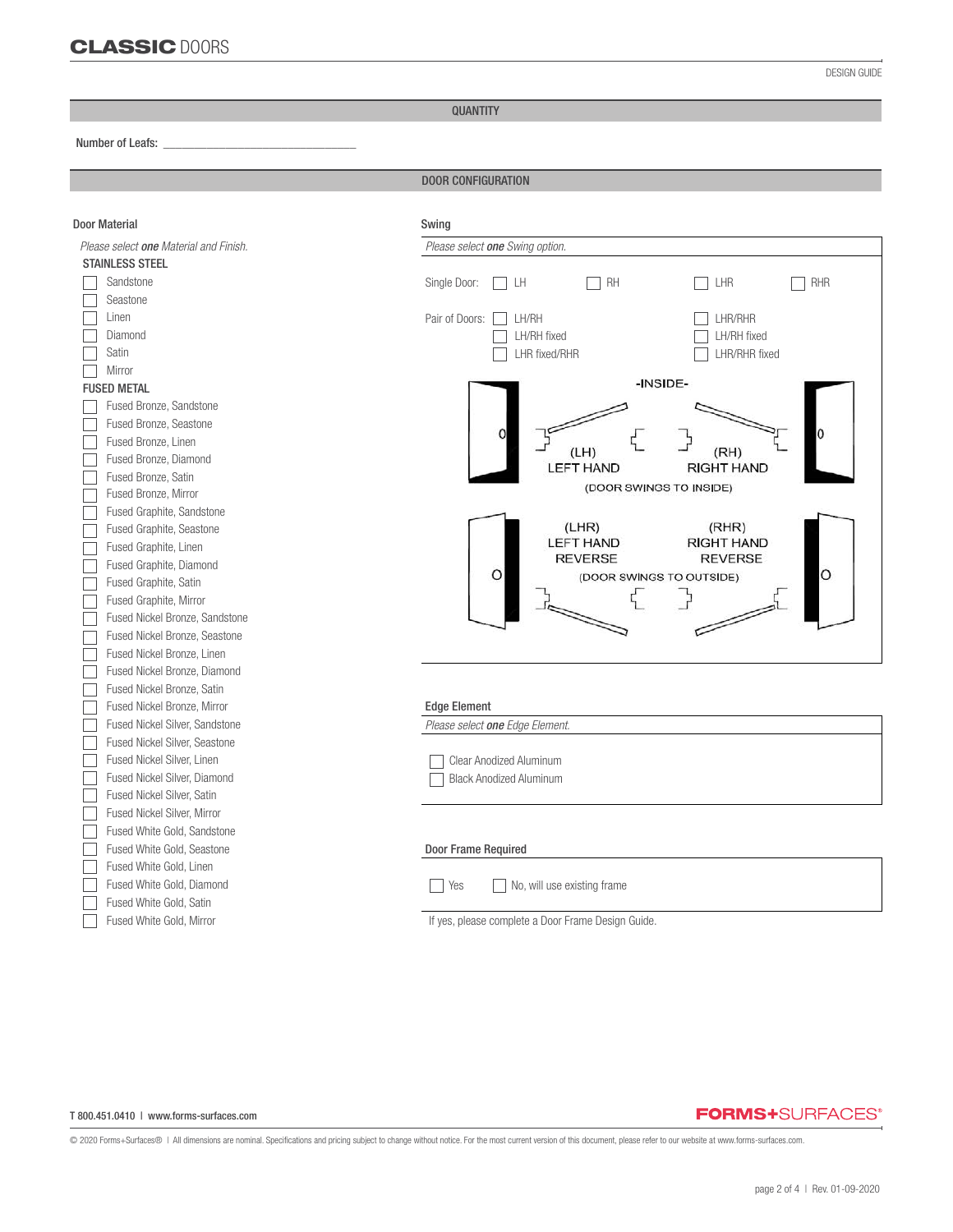## QUANTITY

Number of Leafs: ________________________________

## DOOR CONFIGURATION

### Door Material

*Please select **one** Material and Finish.*

**STAINLESS STEEL**

- ☐ Sandstone
- ☐ Seastone
- ☐ Linen
- ☐ Diamond
- ☐ Satin
- ☐ Mirror

**FUSED METAL**

- ☐ Fused Bronze, Sandstone
- ☐ Fused Bronze, Seastone
- ☐ Fused Bronze, Linen
- ☐ Fused Bronze, Diamond
- ☐ Fused Bronze, Satin
- ☐ Fused Bronze, Mirror
- ☐ Fused Graphite, Sandstone
- ☐ Fused Graphite, Seastone
- ☐ Fused Graphite, Linen
- ☐ Fused Graphite, Diamond
- ☐ Fused Graphite, Satin
- ☐ Fused Graphite, Mirror
- ☐ Fused Nickel Bronze, Sandstone
- ☐ Fused Nickel Bronze, Seastone
- ☐ Fused Nickel Bronze, Linen
- ☐ Fused Nickel Bronze, Diamond
- ☐ Fused Nickel Bronze, Satin
- ☐ Fused Nickel Bronze, Mirror
- ☐ Fused Nickel Silver, Sandstone
- ☐ Fused Nickel Silver, Seastone
- ☐ Fused Nickel Silver, Linen
- ☐ Fused Nickel Silver, Diamond
- ☐ Fused Nickel Silver, Satin
- ☐ Fused Nickel Silver, Mirror
- ☐ Fused White Gold, Sandstone
- ☐ Fused White Gold, Seastone
- ☐ Fused White Gold, Linen
- ☐ Fused White Gold, Diamond
- ☐ Fused White Gold, Satin
- ☐ Fused White Gold, Mirror

### Swing

*Please select **one** Swing option.*

Single Door: ☐ LH ☐ RH ☐ LHR ☐ RHR

Pair of Doors:
- ☐ LH/RH
- ☐ LH/RH fixed
- ☐ LHR fixed/RHR
- ☐ LHR/RHR
- ☐ LH/RH fixed
- ☐ LHR/RHR fixed

-INSIDE-

(LH) LEFT HAND | (RH) RIGHT HAND

(DOOR SWINGS TO INSIDE)

(LHR) LEFT HAND REVERSE | (RHR) RIGHT HAND REVERSE

(DOOR SWINGS TO OUTSIDE)

### Edge Element

*Please select **one** Edge Element.*

- ☐ Clear Anodized Aluminum
- ☐ Black Anodized Aluminum

### Door Frame Required

☐ Yes ☐ No, will use existing frame

If yes, please complete a Door Frame Design Guide.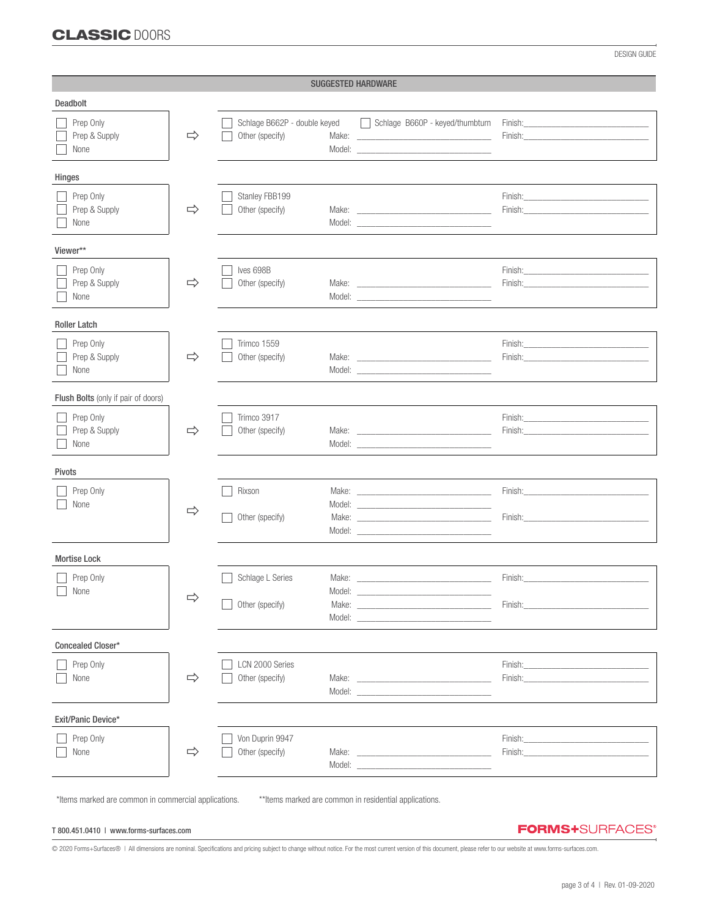## SUGGESTED HARDWARE

### Deadbolt

| Option | Suggested Hardware | Make / Model | Finish |
|---|---|---|---|
| ☐ Prep Only<br>☐ Prep & Supply<br>☐ None | ☐ Schlage B662P - double keyed &nbsp;&nbsp; ☐ Schlage B660P - keyed/thumbturn<br>☐ Other (specify) | Make: ____________<br>Model: ____________ | Finish: ____________<br>Finish: ____________ |

### Hinges

| Option | Suggested Hardware | Make / Model | Finish |
|---|---|---|---|
| ☐ Prep Only<br>☐ Prep & Supply<br>☐ None | ☐ Stanley FBB199<br>☐ Other (specify) | Make: ____________<br>Model: ____________ | Finish: ____________<br>Finish: ____________ |

### Viewer**

| Option | Suggested Hardware | Make / Model | Finish |
|---|---|---|---|
| ☐ Prep Only<br>☐ Prep & Supply<br>☐ None | ☐ Ives 698B<br>☐ Other (specify) | Make: ____________<br>Model: ____________ | Finish: ____________<br>Finish: ____________ |

### Roller Latch

| Option | Suggested Hardware | Make / Model | Finish |
|---|---|---|---|
| ☐ Prep Only<br>☐ Prep & Supply<br>☐ None | ☐ Trimco 1559<br>☐ Other (specify) | Make: ____________<br>Model: ____________ | Finish: ____________<br>Finish: ____________ |

### Flush Bolts (only if pair of doors)

| Option | Suggested Hardware | Make / Model | Finish |
|---|---|---|---|
| ☐ Prep Only<br>☐ Prep & Supply<br>☐ None | ☐ Trimco 3917<br>☐ Other (specify) | Make: ____________<br>Model: ____________ | Finish: ____________<br>Finish: ____________ |

### Pivots

| Option | Suggested Hardware | Make / Model | Finish |
|---|---|---|---|
| ☐ Prep Only<br>☐ None | ☐ Rixson | Make: ____________<br>Model: ____________ | Finish: ____________ |
| | ☐ Other (specify) | Make: ____________<br>Model: ____________ | Finish: ____________ |

### Mortise Lock

| Option | Suggested Hardware | Make / Model | Finish |
|---|---|---|---|
| ☐ Prep Only<br>☐ None | ☐ Schlage L Series | Make: ____________<br>Model: ____________ | Finish: ____________ |
| | ☐ Other (specify) | Make: ____________<br>Model: ____________ | Finish: ____________ |

### Concealed Closer*

| Option | Suggested Hardware | Make / Model | Finish |
|---|---|---|---|
| ☐ Prep Only<br>☐ None | ☐ LCN 2000 Series<br>☐ Other (specify) | Make: ____________<br>Model: ____________ | Finish: ____________<br>Finish: ____________ |

### Exit/Panic Device*

| Option | Suggested Hardware | Make / Model | Finish |
|---|---|---|---|
| ☐ Prep Only<br>☐ None | ☐ Von Duprin 9947<br>☐ Other (specify) | Make: ____________<br>Model: ____________ | Finish: ____________<br>Finish: ____________ |

*Items marked are common in commercial applications. &nbsp;&nbsp; **Items marked are common in residential applications.

T 800.451.0410 | www.forms-surfaces.com

© 2020 Forms+Surfaces® | All dimensions are nominal. Specifications and pricing subject to change without notice. For the most current version of this document, please refer to our website at www.forms-surfaces.com.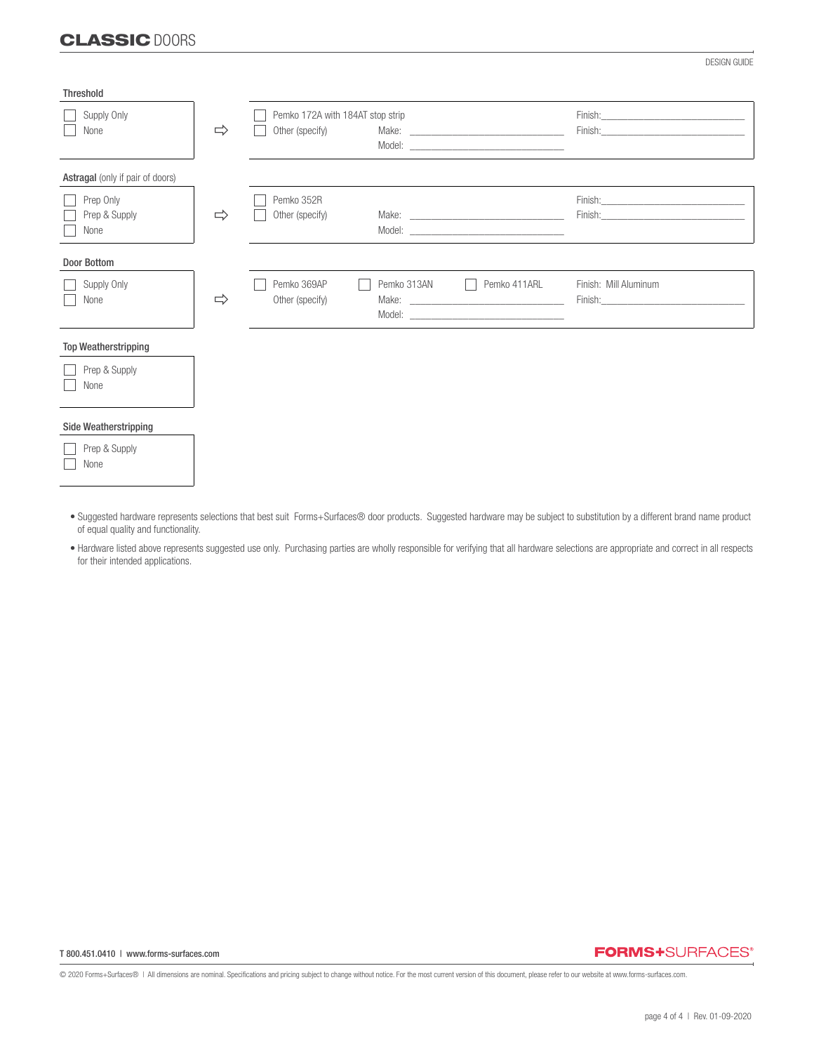### Threshold

| | | | |
|---|---|---|---|
| ☐ Supply Only<br>☐ None | ⇨ | ☐ Pemko 172A with 184AT stop strip<br>☐ Other (specify) Make: ____________ Model: ____________ | Finish:____________<br>Finish:____________ |

### Astragal (only if pair of doors)

| | | | |
|---|---|---|---|
| ☐ Prep Only<br>☐ Prep & Supply<br>☐ None | ⇨ | ☐ Pemko 352R<br>☐ Other (specify) Make: ____________ Model: ____________ | Finish:____________<br>Finish:____________ |

### Door Bottom

| | | | |
|---|---|---|---|
| ☐ Supply Only<br>☐ None | ⇨ | ☐ Pemko 369AP ☐ Pemko 313AN ☐ Pemko 411ARL<br>Other (specify) Make: ____________ Model: ____________ | Finish: Mill Aluminum<br>Finish:____________ |

### Top Weatherstripping

☐ Prep & Supply
☐ None

### Side Weatherstripping

☐ Prep & Supply
☐ None

- Suggested hardware represents selections that best suit Forms+Surfaces® door products. Suggested hardware may be subject to substitution by a different brand name product of equal quality and functionality.
- Hardware listed above represents suggested use only. Purchasing parties are wholly responsible for verifying that all hardware selections are appropriate and correct in all respects for their intended applications.

T 800.451.0410 | www.forms-surfaces.com

© 2020 Forms+Surfaces® | All dimensions are nominal. Specifications and pricing subject to change without notice. For the most current version of this document, please refer to our website at www.forms-surfaces.com.